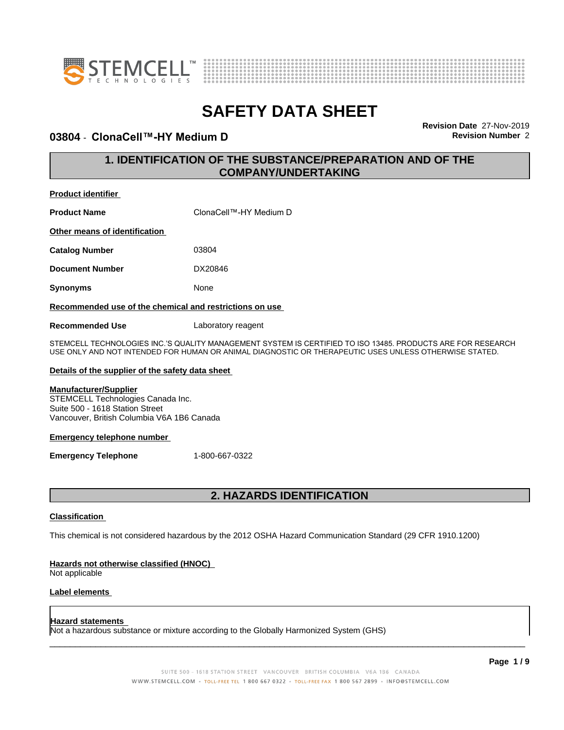# SAFETY DATA SHEET

## 03804 - ClonaCell™-HY Medium D

**Revision Date** 27-Nov-2019
**Revision Number** 2

## 1. IDENTIFICATION OF THE SUBSTANCE/PREPARATION AND OF THE COMPANY/UNDERTAKING

**Product identifier**

**Product Name** ClonaCell™-HY Medium D

**Other means of identification**

**Catalog Number** 03804

**Document Number** DX20846

**Synonyms** None

**Recommended use of the chemical and restrictions on use**

**Recommended Use** Laboratory reagent

STEMCELL TECHNOLOGIES INC.'S QUALITY MANAGEMENT SYSTEM IS CERTIFIED TO ISO 13485. PRODUCTS ARE FOR RESEARCH USE ONLY AND NOT INTENDED FOR HUMAN OR ANIMAL DIAGNOSTIC OR THERAPEUTIC USES UNLESS OTHERWISE STATED.

**Details of the supplier of the safety data sheet**

**Manufacturer/Supplier**
STEMCELL Technologies Canada Inc.
Suite 500 - 1618 Station Street
Vancouver, British Columbia V6A 1B6 Canada

**Emergency telephone number**

**Emergency Telephone** 1-800-667-0322

## 2. HAZARDS IDENTIFICATION

**Classification**

This chemical is not considered hazardous by the 2012 OSHA Hazard Communication Standard (29 CFR 1910.1200)

**Hazards not otherwise classified (HNOC)**
Not applicable

**Label elements**

**Hazard statements**
Not a hazardous substance or mixture according to the Globally Harmonized System (GHS)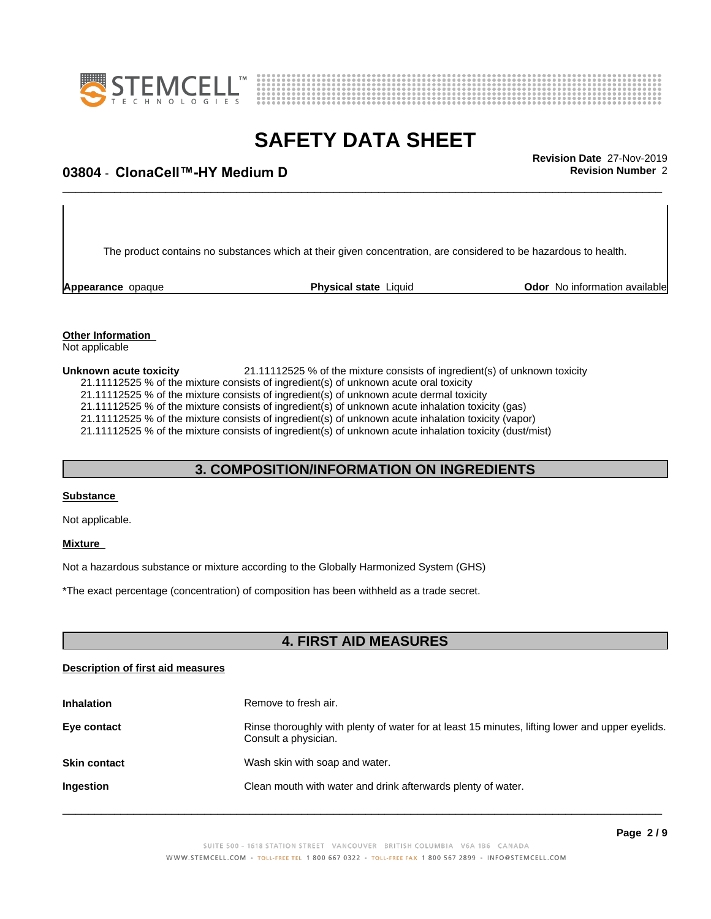The product contains no substances which at their given concentration, are considered to be hazardous to health.

**Appearance** opaque **Physical state** Liquid **Odor** No information available

**Other Information**
Not applicable

**Unknown acute toxicity** 21.11112525 % of the mixture consists of ingredient(s) of unknown toxicity
21.11112525 % of the mixture consists of ingredient(s) of unknown acute oral toxicity
21.11112525 % of the mixture consists of ingredient(s) of unknown acute dermal toxicity
21.11112525 % of the mixture consists of ingredient(s) of unknown acute inhalation toxicity (gas)
21.11112525 % of the mixture consists of ingredient(s) of unknown acute inhalation toxicity (vapor)
21.11112525 % of the mixture consists of ingredient(s) of unknown acute inhalation toxicity (dust/mist)

## 3. COMPOSITION/INFORMATION ON INGREDIENTS

**Substance**

Not applicable.

**Mixture**

Not a hazardous substance or mixture according to the Globally Harmonized System (GHS)

*The exact percentage (concentration) of composition has been withheld as a trade secret.

## 4. FIRST AID MEASURES

**Description of first aid measures**

**Inhalation** Remove to fresh air.

**Eye contact** Rinse thoroughly with plenty of water for at least 15 minutes, lifting lower and upper eyelids. Consult a physician.

**Skin contact** Wash skin with soap and water.

**Ingestion** Clean mouth with water and drink afterwards plenty of water.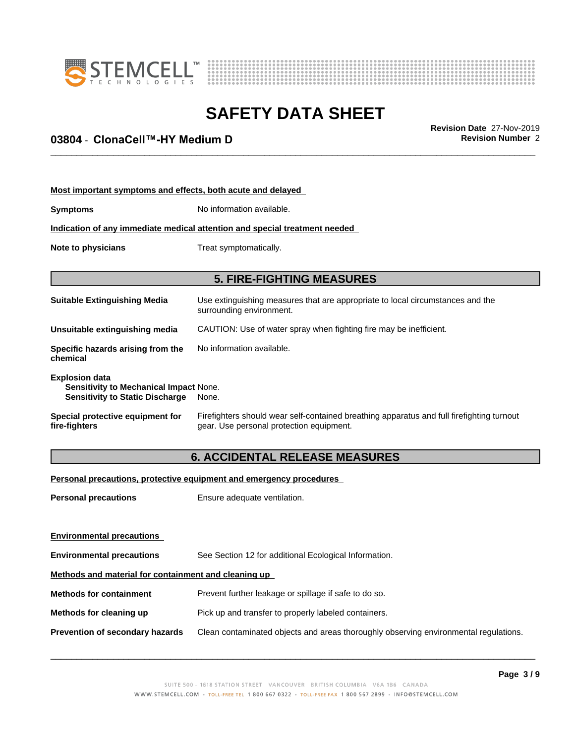**Most important symptoms and effects, both acute and delayed**

**Symptoms** No information available.

**Indication of any immediate medical attention and special treatment needed**

**Note to physicians** Treat symptomatically.

## 5. FIRE-FIGHTING MEASURES

**Suitable Extinguishing Media** Use extinguishing measures that are appropriate to local circumstances and the surrounding environment.

**Unsuitable extinguishing media** CAUTION: Use of water spray when fighting fire may be inefficient.

**Specific hazards arising from the chemical** No information available.

**Explosion data**
**Sensitivity to Mechanical Impact** None.
**Sensitivity to Static Discharge** None.

**Special protective equipment for fire-fighters** Firefighters should wear self-contained breathing apparatus and full firefighting turnout gear. Use personal protection equipment.

## 6. ACCIDENTAL RELEASE MEASURES

**Personal precautions, protective equipment and emergency procedures**

**Personal precautions** Ensure adequate ventilation.

**Environmental precautions**

**Environmental precautions** See Section 12 for additional Ecological Information.

**Methods and material for containment and cleaning up**

**Methods for containment** Prevent further leakage or spillage if safe to do so.

**Methods for cleaning up** Pick up and transfer to properly labeled containers.

**Prevention of secondary hazards** Clean contaminated objects and areas thoroughly observing environmental regulations.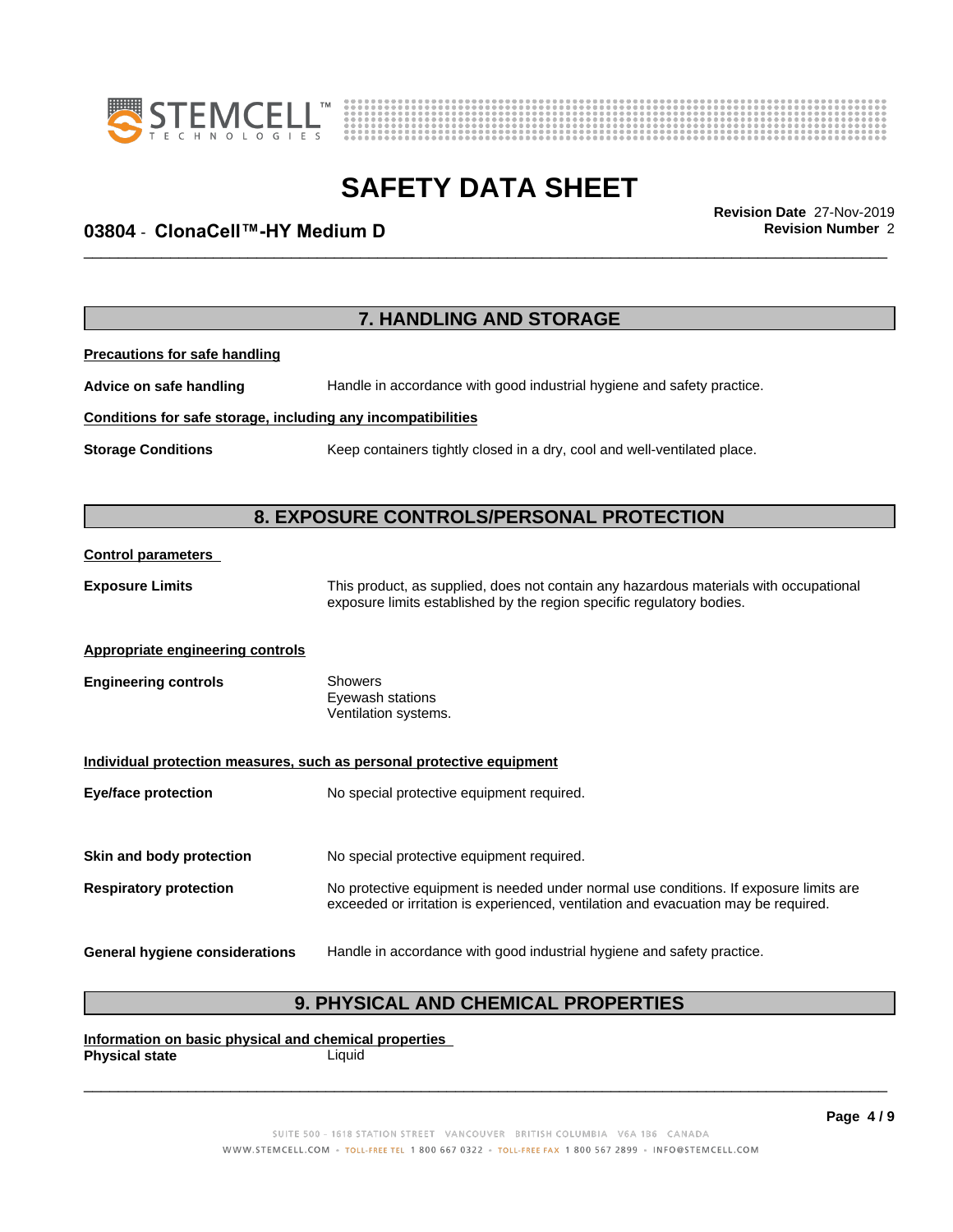## 7. HANDLING AND STORAGE

**Precautions for safe handling**

**Advice on safe handling** Handle in accordance with good industrial hygiene and safety practice.

**Conditions for safe storage, including any incompatibilities**

**Storage Conditions** Keep containers tightly closed in a dry, cool and well-ventilated place.

## 8. EXPOSURE CONTROLS/PERSONAL PROTECTION

**Control parameters**

**Exposure Limits** This product, as supplied, does not contain any hazardous materials with occupational exposure limits established by the region specific regulatory bodies.

**Appropriate engineering controls**

**Engineering controls** Showers
Eyewash stations
Ventilation systems.

**Individual protection measures, such as personal protective equipment**

**Eye/face protection** No special protective equipment required.

**Skin and body protection** No special protective equipment required.

**Respiratory protection** No protective equipment is needed under normal use conditions. If exposure limits are exceeded or irritation is experienced, ventilation and evacuation may be required.

**General hygiene considerations** Handle in accordance with good industrial hygiene and safety practice.

## 9. PHYSICAL AND CHEMICAL PROPERTIES

**Information on basic physical and chemical properties**

**Physical state** Liquid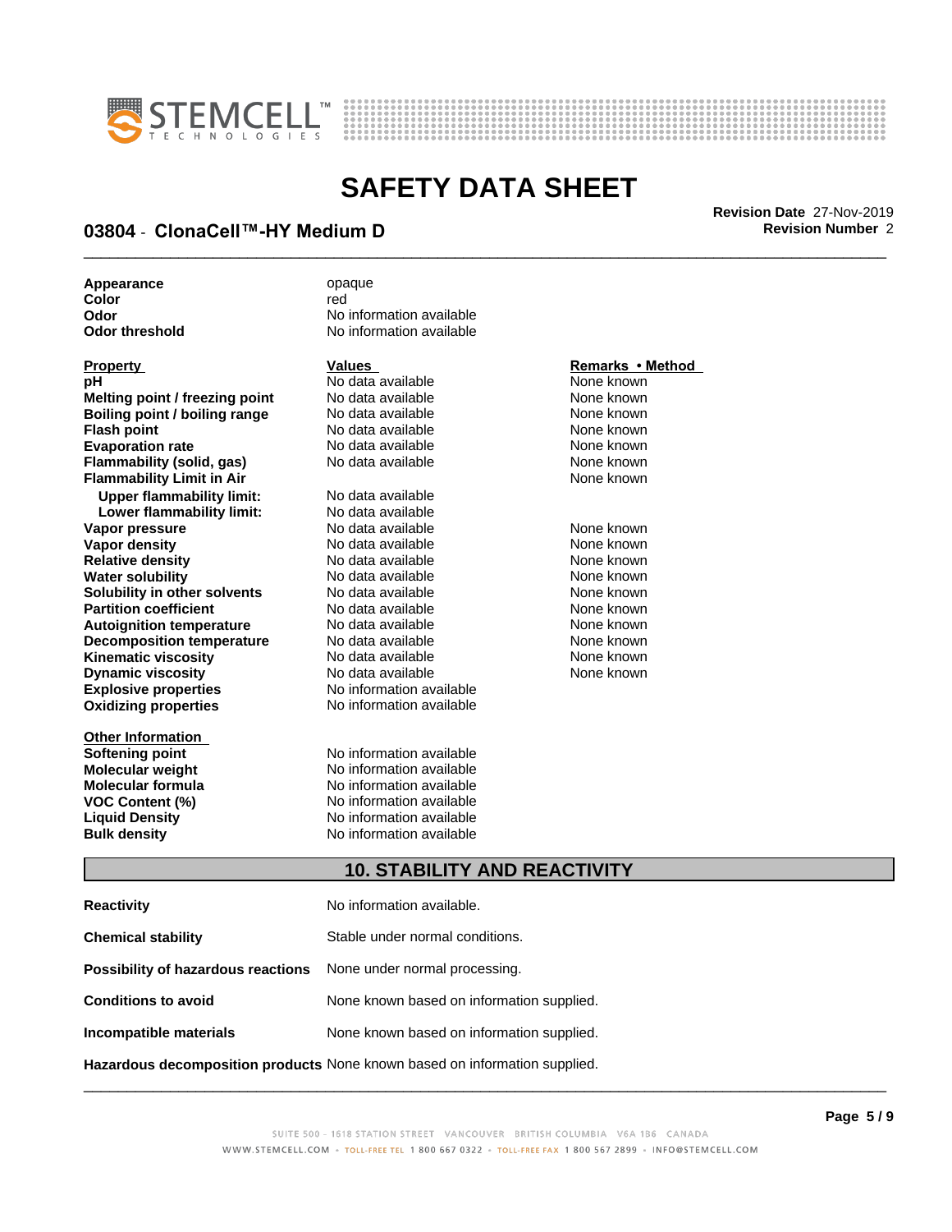| | |
|---|---|
| **Appearance** | opaque |
| **Color** | red |
| **Odor** | No information available |
| **Odor threshold** | No information available |

| Property | Values | Remarks • Method |
|---|---|---|
| **pH** | No data available | None known |
| **Melting point / freezing point** | No data available | None known |
| **Boiling point / boiling range** | No data available | None known |
| **Flash point** | No data available | None known |
| **Evaporation rate** | No data available | None known |
| **Flammability (solid, gas)** | No data available | None known |
| **Flammability Limit in Air** | | None known |
| **Upper flammability limit:** | No data available | |
| **Lower flammability limit:** | No data available | |
| **Vapor pressure** | No data available | None known |
| **Vapor density** | No data available | None known |
| **Relative density** | No data available | None known |
| **Water solubility** | No data available | None known |
| **Solubility in other solvents** | No data available | None known |
| **Partition coefficient** | No data available | None known |
| **Autoignition temperature** | No data available | None known |
| **Decomposition temperature** | No data available | None known |
| **Kinematic viscosity** | No data available | None known |
| **Dynamic viscosity** | No data available | None known |
| **Explosive properties** | No information available | |
| **Oxidizing properties** | No information available | |

| Other Information | |
|---|---|
| **Softening point** | No information available |
| **Molecular weight** | No information available |
| **Molecular formula** | No information available |
| **VOC Content (%)** | No information available |
| **Liquid Density** | No information available |
| **Bulk density** | No information available |

## 10. STABILITY AND REACTIVITY

| | |
|---|---|
| **Reactivity** | No information available. |
| **Chemical stability** | Stable under normal conditions. |
| **Possibility of hazardous reactions** | None under normal processing. |
| **Conditions to avoid** | None known based on information supplied. |
| **Incompatible materials** | None known based on information supplied. |
| **Hazardous decomposition products** | None known based on information supplied. |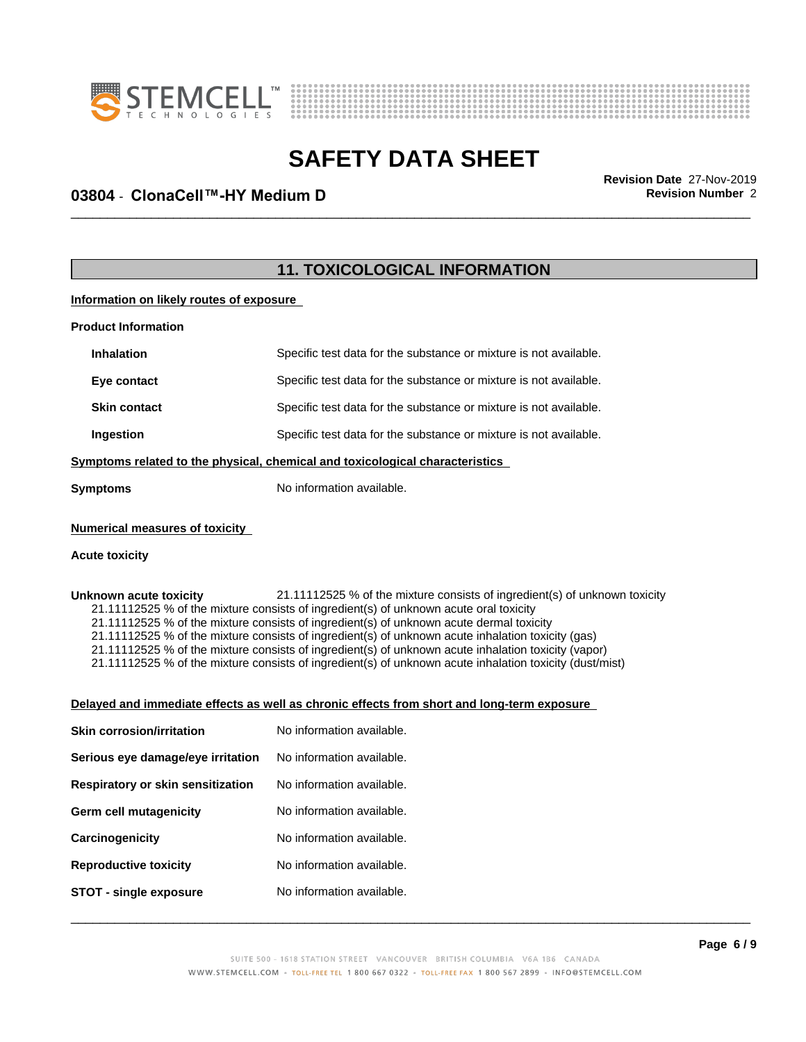## 11. TOXICOLOGICAL INFORMATION

**Information on likely routes of exposure**

**Product Information**

| | |
|---|---|
| **Inhalation** | Specific test data for the substance or mixture is not available. |
| **Eye contact** | Specific test data for the substance or mixture is not available. |
| **Skin contact** | Specific test data for the substance or mixture is not available. |
| **Ingestion** | Specific test data for the substance or mixture is not available. |

**Symptoms related to the physical, chemical and toxicological characteristics**

**Symptoms** No information available.

**Numerical measures of toxicity**

**Acute toxicity**

**Unknown acute toxicity** 21.11112525 % of the mixture consists of ingredient(s) of unknown toxicity

21.11112525 % of the mixture consists of ingredient(s) of unknown acute oral toxicity
21.11112525 % of the mixture consists of ingredient(s) of unknown acute dermal toxicity
21.11112525 % of the mixture consists of ingredient(s) of unknown acute inhalation toxicity (gas)
21.11112525 % of the mixture consists of ingredient(s) of unknown acute inhalation toxicity (vapor)
21.11112525 % of the mixture consists of ingredient(s) of unknown acute inhalation toxicity (dust/mist)

**Delayed and immediate effects as well as chronic effects from short and long-term exposure**

| | |
|---|---|
| **Skin corrosion/irritation** | No information available. |
| **Serious eye damage/eye irritation** | No information available. |
| **Respiratory or skin sensitization** | No information available. |
| **Germ cell mutagenicity** | No information available. |
| **Carcinogenicity** | No information available. |
| **Reproductive toxicity** | No information available. |
| **STOT - single exposure** | No information available. |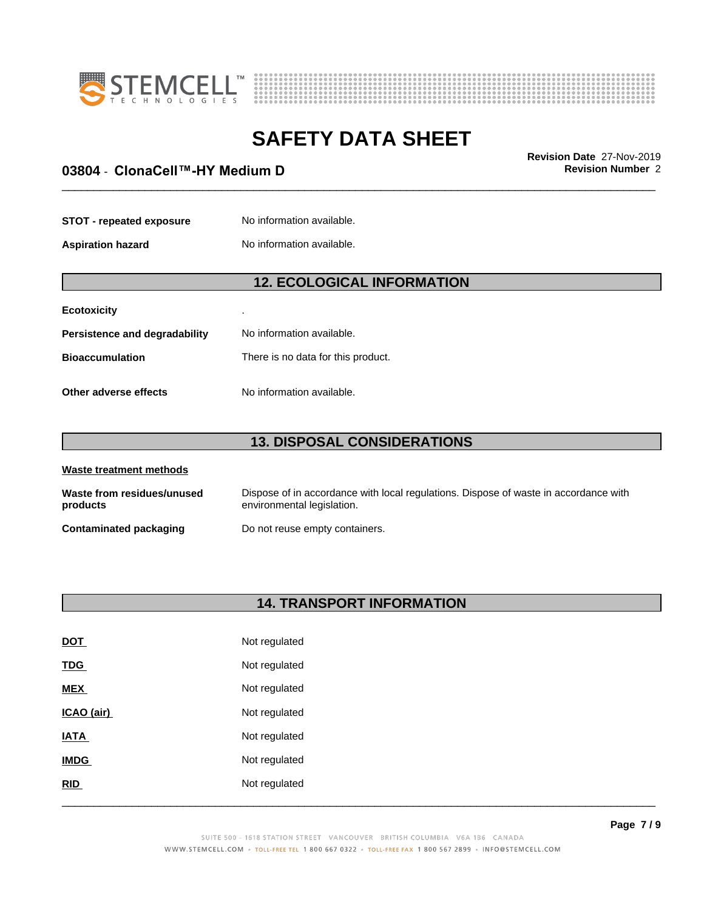| | |
|---|---|
| **STOT - repeated exposure** | No information available. |
| **Aspiration hazard** | No information available. |

## 12. ECOLOGICAL INFORMATION

| | |
|---|---|
| **Ecotoxicity** | . |
| **Persistence and degradability** | No information available. |
| **Bioaccumulation** | There is no data for this product. |
| **Other adverse effects** | No information available. |

## 13. DISPOSAL CONSIDERATIONS

**Waste treatment methods**

| | |
|---|---|
| **Waste from residues/unused products** | Dispose of in accordance with local regulations. Dispose of waste in accordance with environmental legislation. |
| **Contaminated packaging** | Do not reuse empty containers. |

## 14. TRANSPORT INFORMATION

| | |
|---|---|
| **DOT** | Not regulated |
| **TDG** | Not regulated |
| **MEX** | Not regulated |
| **ICAO (air)** | Not regulated |
| **IATA** | Not regulated |
| **IMDG** | Not regulated |
| **RID** | Not regulated |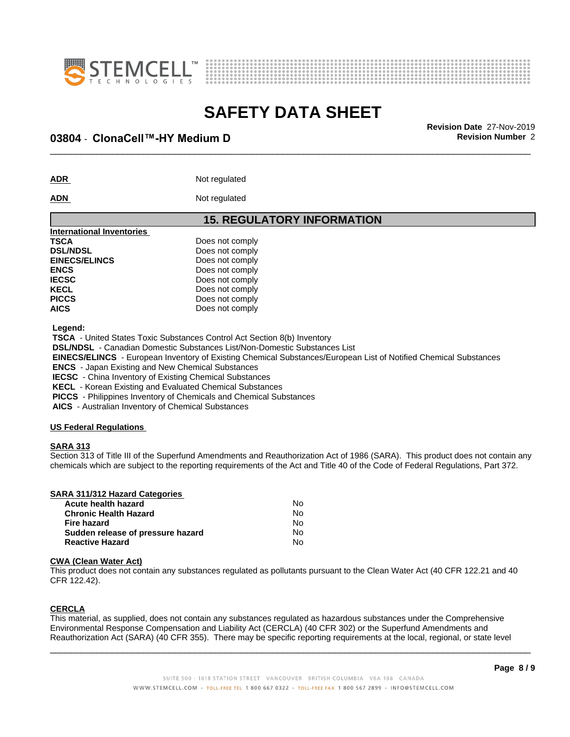| | |
|---|---|
| **ADR** | Not regulated |
| **ADN** | Not regulated |

## 15. REGULATORY INFORMATION

**International Inventories**

| | |
|---|---|
| **TSCA** | Does not comply |
| **DSL/NDSL** | Does not comply |
| **EINECS/ELINCS** | Does not comply |
| **ENCS** | Does not comply |
| **IECSC** | Does not comply |
| **KECL** | Does not comply |
| **PICCS** | Does not comply |
| **AICS** | Does not comply |

**Legend:**

**TSCA** - United States Toxic Substances Control Act Section 8(b) Inventory
**DSL/NDSL** - Canadian Domestic Substances List/Non-Domestic Substances List
**EINECS/ELINCS** - European Inventory of Existing Chemical Substances/European List of Notified Chemical Substances
**ENCS** - Japan Existing and New Chemical Substances
**IECSC** - China Inventory of Existing Chemical Substances
**KECL** - Korean Existing and Evaluated Chemical Substances
**PICCS** - Philippines Inventory of Chemicals and Chemical Substances
**AICS** - Australian Inventory of Chemical Substances

**US Federal Regulations**

**SARA 313**

Section 313 of Title III of the Superfund Amendments and Reauthorization Act of 1986 (SARA). This product does not contain any chemicals which are subject to the reporting requirements of the Act and Title 40 of the Code of Federal Regulations, Part 372.

**SARA 311/312 Hazard Categories**

| | |
|---|---|
| **Acute health hazard** | No |
| **Chronic Health Hazard** | No |
| **Fire hazard** | No |
| **Sudden release of pressure hazard** | No |
| **Reactive Hazard** | No |

**CWA (Clean Water Act)**

This product does not contain any substances regulated as pollutants pursuant to the Clean Water Act (40 CFR 122.21 and 40 CFR 122.42).

**CERCLA**

This material, as supplied, does not contain any substances regulated as hazardous substances under the Comprehensive Environmental Response Compensation and Liability Act (CERCLA) (40 CFR 302) or the Superfund Amendments and Reauthorization Act (SARA) (40 CFR 355). There may be specific reporting requirements at the local, regional, or state level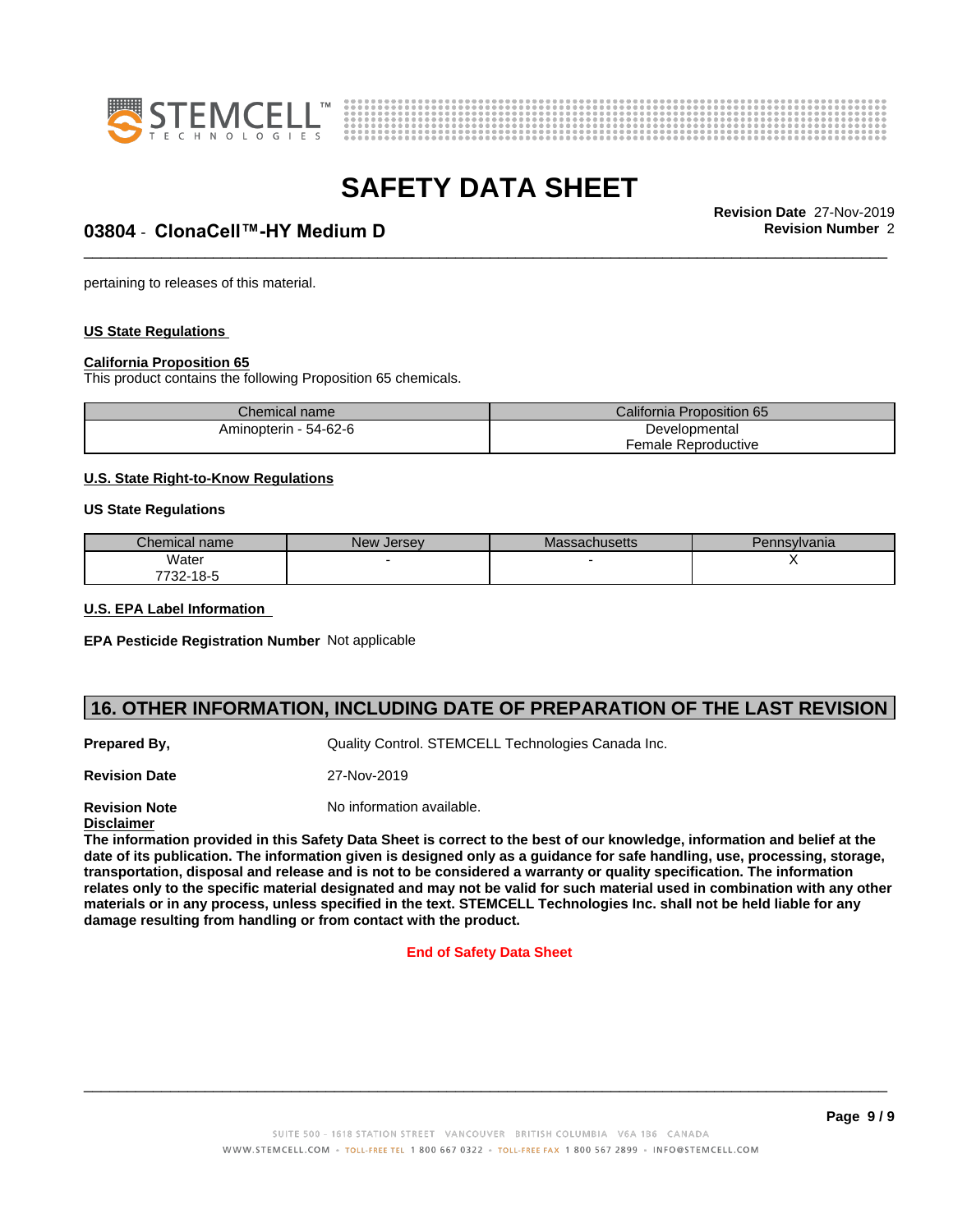pertaining to releases of this material.

**US State Regulations**

**California Proposition 65**

This product contains the following Proposition 65 chemicals.

| Chemical name | California Proposition 65 |
| --- | --- |
| Aminopterin - 54-62-6 | Developmental<br>Female Reproductive |

**U.S. State Right-to-Know Regulations**

**US State Regulations**

| Chemical name | New Jersey | Massachusetts | Pennsylvania |
| --- | --- | --- | --- |
| Water<br>7732-18-5 | - | - | X |

**U.S. EPA Label Information**

**EPA Pesticide Registration Number** Not applicable

## 16. OTHER INFORMATION, INCLUDING DATE OF PREPARATION OF THE LAST REVISION

**Prepared By,** Quality Control. STEMCELL Technologies Canada Inc.

**Revision Date** 27-Nov-2019

**Revision Note** No information available.

**Disclaimer**

**The information provided in this Safety Data Sheet is correct to the best of our knowledge, information and belief at the date of its publication. The information given is designed only as a guidance for safe handling, use, processing, storage, transportation, disposal and release and is not to be considered a warranty or quality specification. The information relates only to the specific material designated and may not be valid for such material used in combination with any other materials or in any process, unless specified in the text. STEMCELL Technologies Inc. shall not be held liable for any damage resulting from handling or from contact with the product.**

**End of Safety Data Sheet**